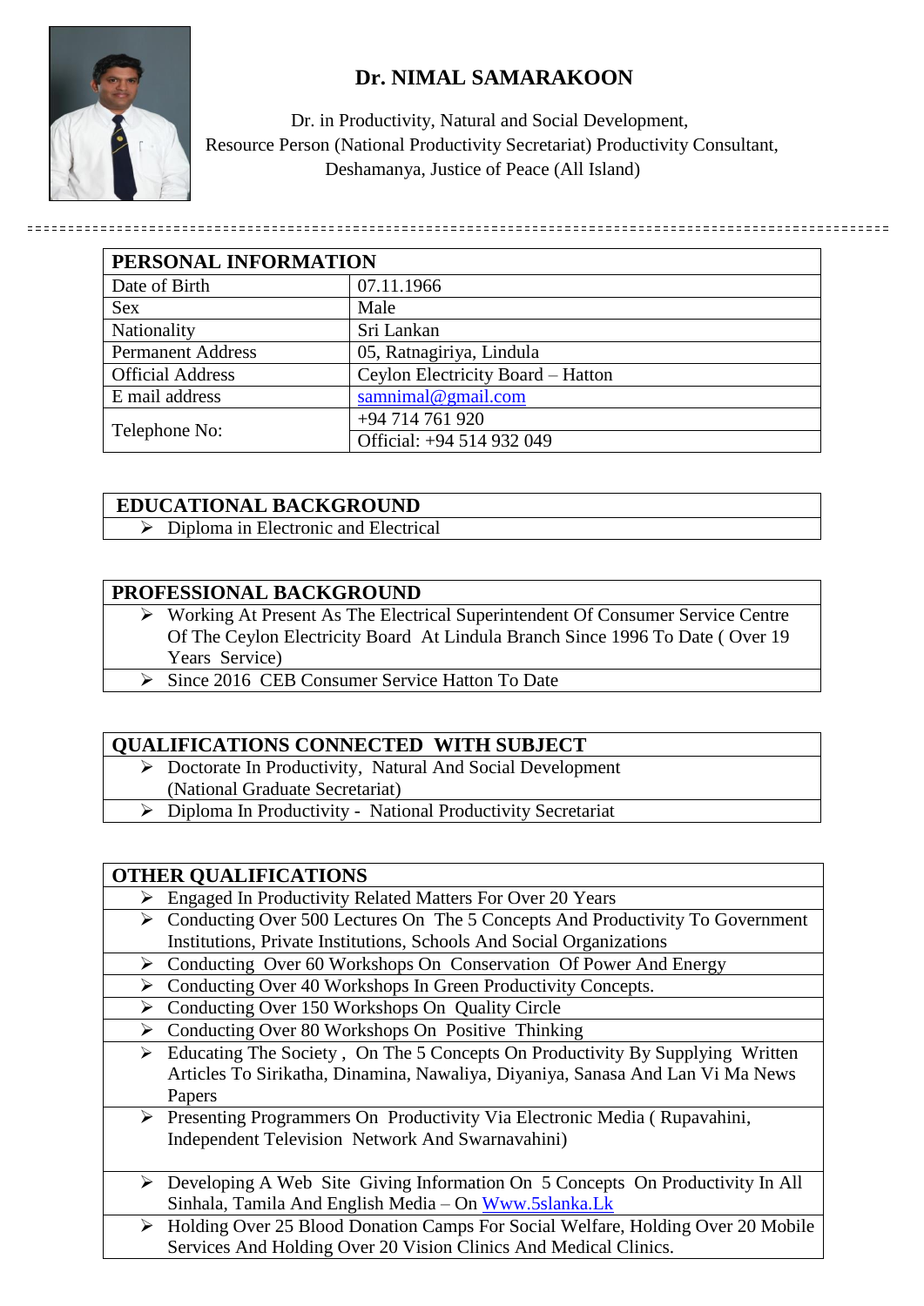# Dr. NIMAL SAMARAKOON

Dr. in Productivity, Natural and Social Development,
Resource Person (National Productivity Secretariat) Productivity Consultant,
Deshamanya, Justice of Peace (All Island)

---

| PERSONAL INFORMATION | |
|---|---|
| Date of Birth | 07.11.1966 |
| Sex | Male |
| Nationality | Sri Lankan |
| Permanent Address | 05, Ratnagiriya, Lindula |
| Official Address | Ceylon Electricity Board – Hatton |
| E mail address | samnimal@gmail.com |
| Telephone No: | +94 714 761 920<br>Official: +94 514 932 049 |

## EDUCATIONAL BACKGROUND

- Diploma in Electronic and Electrical

## PROFESSIONAL BACKGROUND

- Working At Present As The Electrical Superintendent Of Consumer Service Centre Of The Ceylon Electricity Board At Lindula Branch Since 1996 To Date ( Over 19 Years Service)
- Since 2016 CEB Consumer Service Hatton To Date

## QUALIFICATIONS CONNECTED WITH SUBJECT

- Doctorate In Productivity, Natural And Social Development (National Graduate Secretariat)
- Diploma In Productivity - National Productivity Secretariat

## OTHER QUALIFICATIONS

- Engaged In Productivity Related Matters For Over 20 Years
- Conducting Over 500 Lectures On The 5 Concepts And Productivity To Government Institutions, Private Institutions, Schools And Social Organizations
- Conducting Over 60 Workshops On Conservation Of Power And Energy
- Conducting Over 40 Workshops In Green Productivity Concepts.
- Conducting Over 150 Workshops On Quality Circle
- Conducting Over 80 Workshops On Positive Thinking
- Educating The Society , On The 5 Concepts On Productivity By Supplying Written Articles To Sirikatha, Dinamina, Nawaliya, Diyaniya, Sanasa And Lan Vi Ma News Papers
- Presenting Programmers On Productivity Via Electronic Media ( Rupavahini, Independent Television Network And Swarnavahini)
- Developing A Web Site Giving Information On 5 Concepts On Productivity In All Sinhala, Tamila And English Media – On Www.5slanka.Lk
- Holding Over 25 Blood Donation Camps For Social Welfare, Holding Over 20 Mobile Services And Holding Over 20 Vision Clinics And Medical Clinics.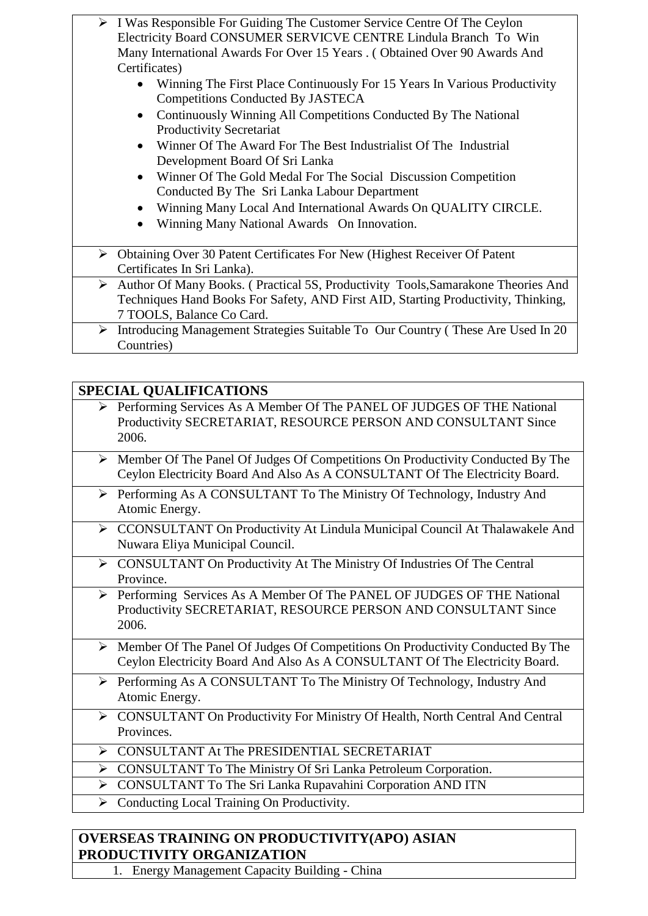- I Was Responsible For Guiding The Customer Service Centre Of The Ceylon Electricity Board CONSUMER SERVICVE CENTRE Lindula Branch To Win Many International Awards For Over 15 Years . ( Obtained Over 90 Awards And Certificates)
    - Winning The First Place Continuously For 15 Years In Various Productivity Competitions Conducted By JASTECA
    - Continuously Winning All Competitions Conducted By The National Productivity Secretariat
    - Winner Of The Award For The Best Industrialist Of The Industrial Development Board Of Sri Lanka
    - Winner Of The Gold Medal For The Social Discussion Competition Conducted By The Sri Lanka Labour Department
    - Winning Many Local And International Awards On QUALITY CIRCLE.
    - Winning Many National Awards On Innovation.
- Obtaining Over 30 Patent Certificates For New (Highest Receiver Of Patent Certificates In Sri Lanka).
- Author Of Many Books. ( Practical 5S, Productivity Tools,Samarakone Theories And Techniques Hand Books For Safety, AND First AID, Starting Productivity, Thinking, 7 TOOLS, Balance Co Card.
- Introducing Management Strategies Suitable To Our Country ( These Are Used In 20 Countries)

## SPECIAL QUALIFICATIONS

- Performing Services As A Member Of The PANEL OF JUDGES OF THE National Productivity SECRETARIAT, RESOURCE PERSON AND CONSULTANT Since 2006.
- Member Of The Panel Of Judges Of Competitions On Productivity Conducted By The Ceylon Electricity Board And Also As A CONSULTANT Of The Electricity Board.
- Performing As A CONSULTANT To The Ministry Of Technology, Industry And Atomic Energy.
- CCONSULTANT On Productivity At Lindula Municipal Council At Thalawakele And Nuwara Eliya Municipal Council.
- CONSULTANT On Productivity At The Ministry Of Industries Of The Central Province.
- Performing Services As A Member Of The PANEL OF JUDGES OF THE National Productivity SECRETARIAT, RESOURCE PERSON AND CONSULTANT Since 2006.
- Member Of The Panel Of Judges Of Competitions On Productivity Conducted By The Ceylon Electricity Board And Also As A CONSULTANT Of The Electricity Board.
- Performing As A CONSULTANT To The Ministry Of Technology, Industry And Atomic Energy.
- CONSULTANT On Productivity For Ministry Of Health, North Central And Central Provinces.
- CONSULTANT At The PRESIDENTIAL SECRETARIAT
- CONSULTANT To The Ministry Of Sri Lanka Petroleum Corporation.
- CONSULTANT To The Sri Lanka Rupavahini Corporation AND ITN
- Conducting Local Training On Productivity.

## OVERSEAS TRAINING ON PRODUCTIVITY(APO) ASIAN PRODUCTIVITY ORGANIZATION

1. Energy Management Capacity Building - China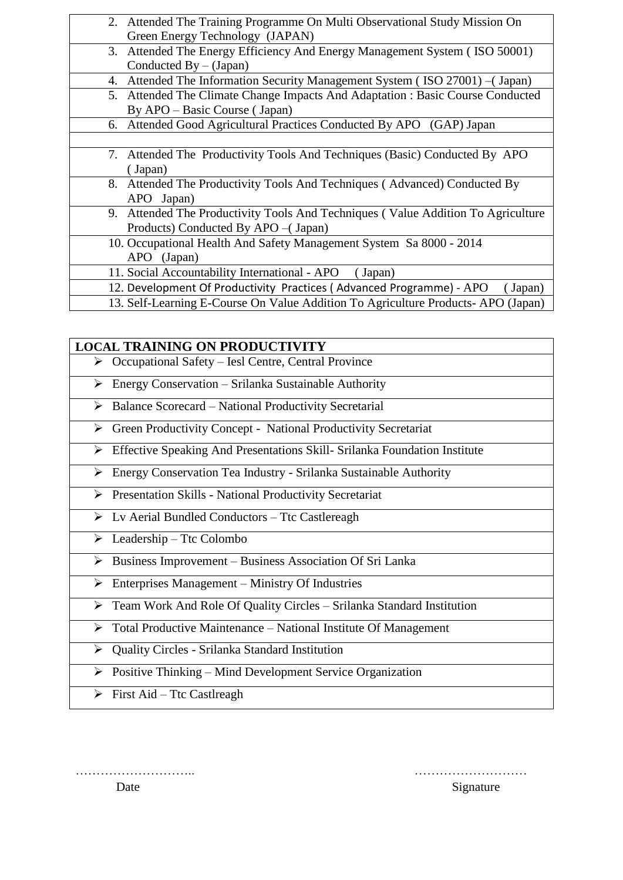| |
|---|
| 2. Attended The Training Programme On Multi Observational Study Mission On Green Energy Technology (JAPAN) |
| 3. Attended The Energy Efficiency And Energy Management System ( ISO 50001) Conducted By – (Japan) |
| 4. Attended The Information Security Management System ( ISO 27001) –( Japan) |
| 5. Attended The Climate Change Impacts And Adaptation : Basic Course Conducted By APO – Basic Course ( Japan) |
| 6. Attended Good Agricultural Practices Conducted By APO (GAP) Japan |
| |
| 7. Attended The Productivity Tools And Techniques (Basic) Conducted By APO ( Japan) |
| 8. Attended The Productivity Tools And Techniques ( Advanced) Conducted By APO Japan) |
| 9. Attended The Productivity Tools And Techniques ( Value Addition To Agriculture Products) Conducted By APO –( Japan) |
| 10. Occupational Health And Safety Management System Sa 8000 - 2014 APO (Japan) |
| 11. Social Accountability International - APO ( Japan) |
| 12. Development Of Productivity Practices ( Advanced Programme) - APO ( Japan) |
| 13. Self-Learning E-Course On Value Addition To Agriculture Products- APO (Japan) |

| **LOCAL TRAINING ON PRODUCTIVITY** |
|---|
| ➢ Occupational Safety – Iesl Centre, Central Province |
| ➢ Energy Conservation – Srilanka Sustainable Authority |
| ➢ Balance Scorecard – National Productivity Secretarial |
| ➢ Green Productivity Concept - National Productivity Secretariat |
| ➢ Effective Speaking And Presentations Skill- Srilanka Foundation Institute |
| ➢ Energy Conservation Tea Industry - Srilanka Sustainable Authority |
| ➢ Presentation Skills - National Productivity Secretariat |
| ➢ Lv Aerial Bundled Conductors – Ttc Castlereagh |
| ➢ Leadership – Ttc Colombo |
| ➢ Business Improvement – Business Association Of Sri Lanka |
| ➢ Enterprises Management – Ministry Of Industries |
| ➢ Team Work And Role Of Quality Circles – Srilanka Standard Institution |
| ➢ Total Productive Maintenance – National Institute Of Management |
| ➢ Quality Circles - Srilanka Standard Institution |
| ➢ Positive Thinking – Mind Development Service Organization |
| ➢ First Aid – Ttc Castlreagh |

……………………….. ………………………

Date Signature